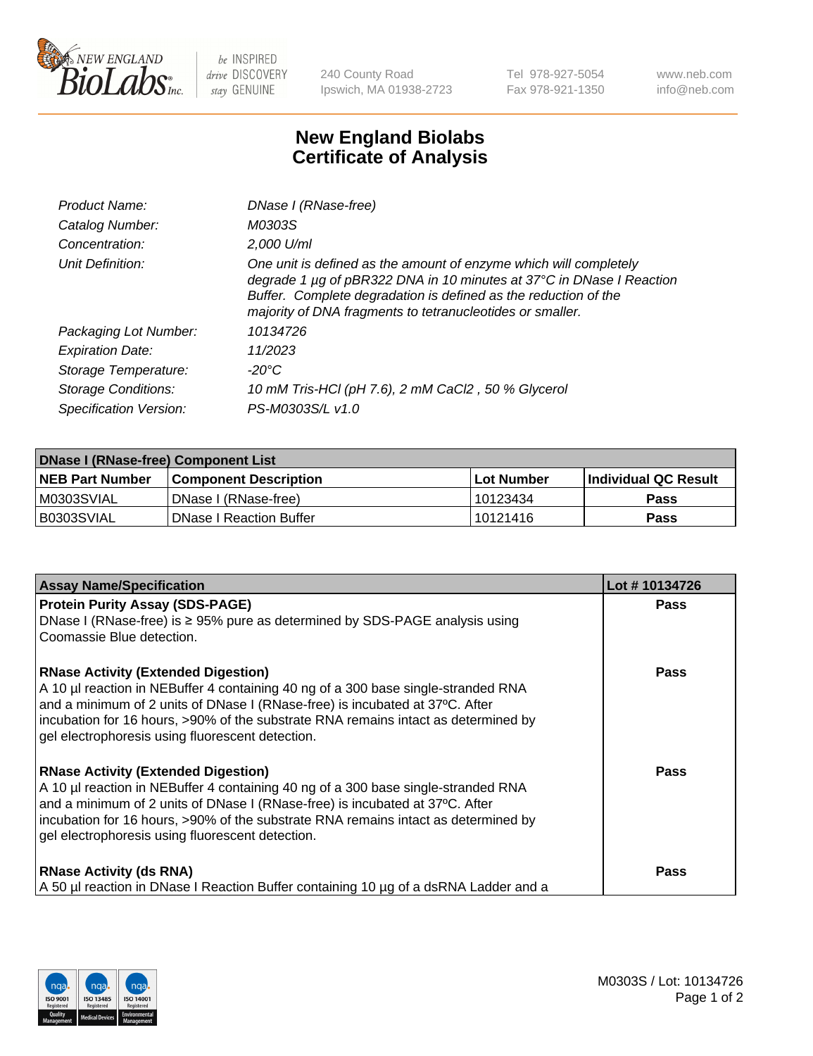# New England Biolabs
# Certificate of Analysis

| | |
|---|---|
| *Product Name:* | *DNase I (RNase-free)* |
| *Catalog Number:* | *M0303S* |
| *Concentration:* | *2,000 U/ml* |
| *Unit Definition:* | *One unit is defined as the amount of enzyme which will completely degrade 1 µg of pBR322 DNA in 10 minutes at 37°C in DNase I Reaction Buffer. Complete degradation is defined as the reduction of the majority of DNA fragments to tetranucleotides or smaller.* |
| *Packaging Lot Number:* | *10134726* |
| *Expiration Date:* | *11/2023* |
| *Storage Temperature:* | *-20°C* |
| *Storage Conditions:* | *10 mM Tris-HCl (pH 7.6), 2 mM CaCl2 , 50 % Glycerol* |
| *Specification Version:* | *PS-M0303S/L v1.0* |

| **DNase I (RNase-free) Component List** | | | |
|---|---|---|---|
| **NEB Part Number** | **Component Description** | **Lot Number** | **Individual QC Result** |
| M0303SVIAL | DNase I (RNase-free) | 10123434 | **Pass** |
| B0303SVIAL | DNase I Reaction Buffer | 10121416 | **Pass** |

| **Assay Name/Specification** | **Lot # 10134726** |
|---|---|
| **Protein Purity Assay (SDS-PAGE)**<br>DNase I (RNase-free) is ≥ 95% pure as determined by SDS-PAGE analysis using Coomassie Blue detection. | **Pass** |
| **RNase Activity (Extended Digestion)**<br>A 10 µl reaction in NEBuffer 4 containing 40 ng of a 300 base single-stranded RNA and a minimum of 2 units of DNase I (RNase-free) is incubated at 37ºC. After incubation for 16 hours, >90% of the substrate RNA remains intact as determined by gel electrophoresis using fluorescent detection. | **Pass** |
| **RNase Activity (Extended Digestion)**<br>A 10 µl reaction in NEBuffer 4 containing 40 ng of a 300 base single-stranded RNA and a minimum of 2 units of DNase I (RNase-free) is incubated at 37ºC. After incubation for 16 hours, >90% of the substrate RNA remains intact as determined by gel electrophoresis using fluorescent detection. | **Pass** |
| **RNase Activity (ds RNA)**<br>A 50 µl reaction in DNase I Reaction Buffer containing 10 µg of a dsRNA Ladder and a | **Pass** |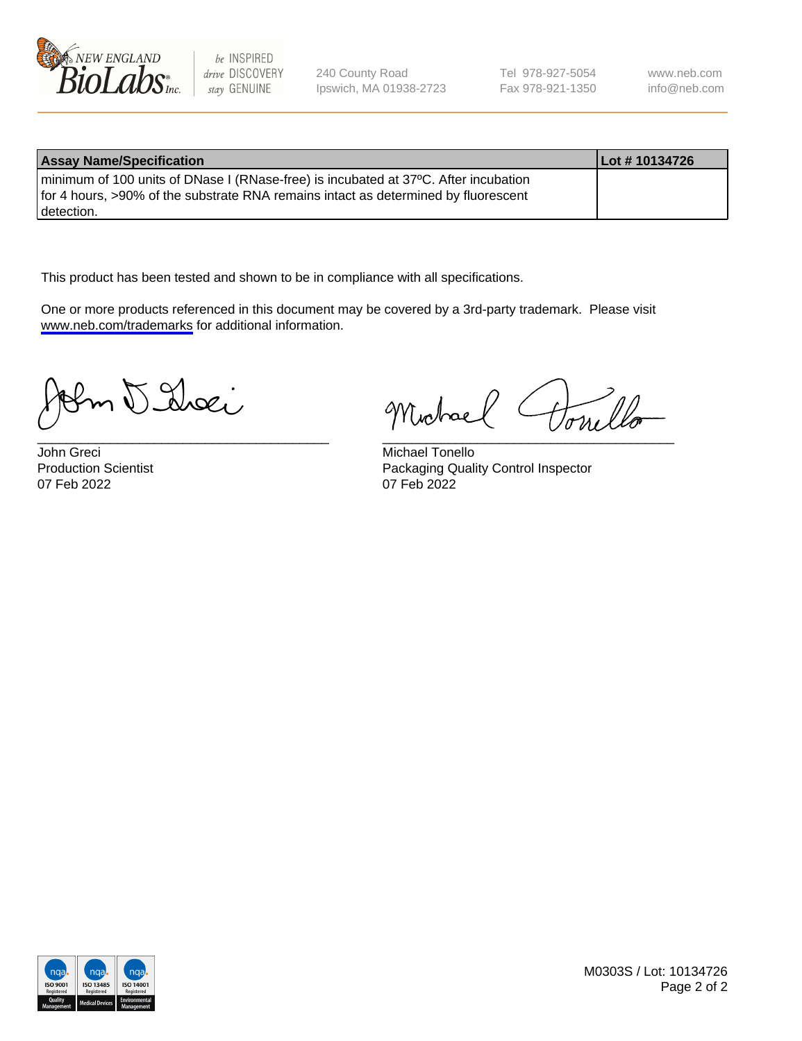| Assay Name/Specification | Lot # 10134726 |
|---|---|
| minimum of 100 units of DNase I (RNase-free) is incubated at 37ºC. After incubation for 4 hours, >90% of the substrate RNA remains intact as determined by fluorescent detection. | |

This product has been tested and shown to be in compliance with all specifications.

One or more products referenced in this document may be covered by a 3rd-party trademark. Please visit www.neb.com/trademarks for additional information.

John Greci
Production Scientist
07 Feb 2022

Michael Tonello
Packaging Quality Control Inspector
07 Feb 2022

M0303S / Lot: 10134726